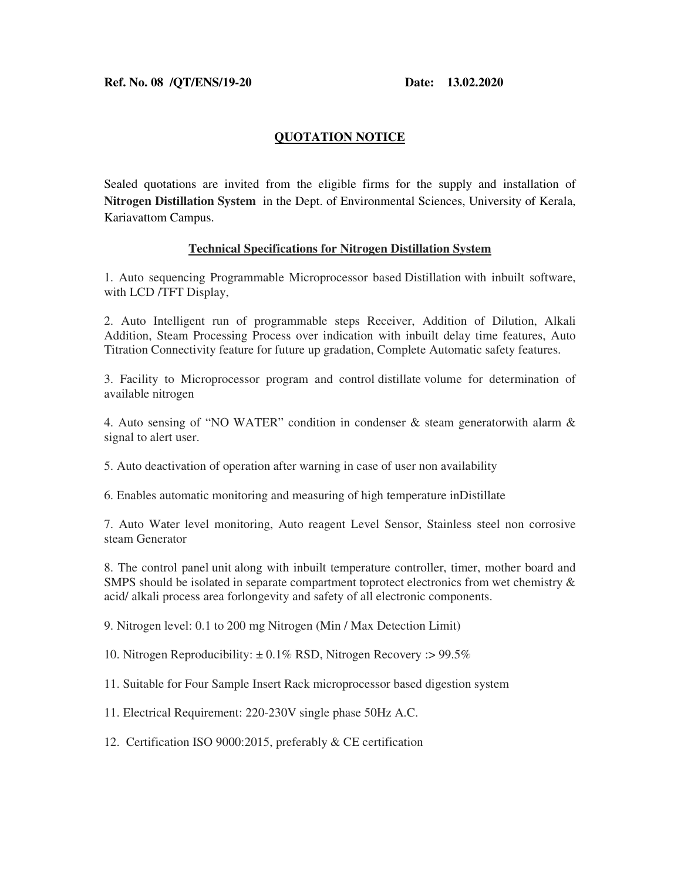**Ref. No. 08 /QT/ENS/19-20** **Date: 13.02.2020**

## QUOTATION NOTICE

Sealed quotations are invited from the eligible firms for the supply and installation of **Nitrogen Distillation System** in the Dept. of Environmental Sciences, University of Kerala, Kariavattom Campus.

### Technical Specifications for Nitrogen Distillation System

1. Auto sequencing Programmable Microprocessor based Distillation with inbuilt software, with LCD /TFT Display,

2. Auto Intelligent run of programmable steps Receiver, Addition of Dilution, Alkali Addition, Steam Processing Process over indication with inbuilt delay time features, Auto Titration Connectivity feature for future up gradation, Complete Automatic safety features.

3. Facility to Microprocessor program and control distillate volume for determination of available nitrogen

4. Auto sensing of "NO WATER" condition in condenser & steam generatorwith alarm & signal to alert user.

5. Auto deactivation of operation after warning in case of user non availability

6. Enables automatic monitoring and measuring of high temperature inDistillate

7. Auto Water level monitoring, Auto reagent Level Sensor, Stainless steel non corrosive steam Generator

8. The control panel unit along with inbuilt temperature controller, timer, mother board and SMPS should be isolated in separate compartment toprotect electronics from wet chemistry & acid/ alkali process area forlongevity and safety of all electronic components.

9. Nitrogen level: 0.1 to 200 mg Nitrogen (Min / Max Detection Limit)

10. Nitrogen Reproducibility: ± 0.1% RSD, Nitrogen Recovery :> 99.5%

11. Suitable for Four Sample Insert Rack microprocessor based digestion system

11. Electrical Requirement: 220-230V single phase 50Hz A.C.

12. Certification ISO 9000:2015, preferably & CE certification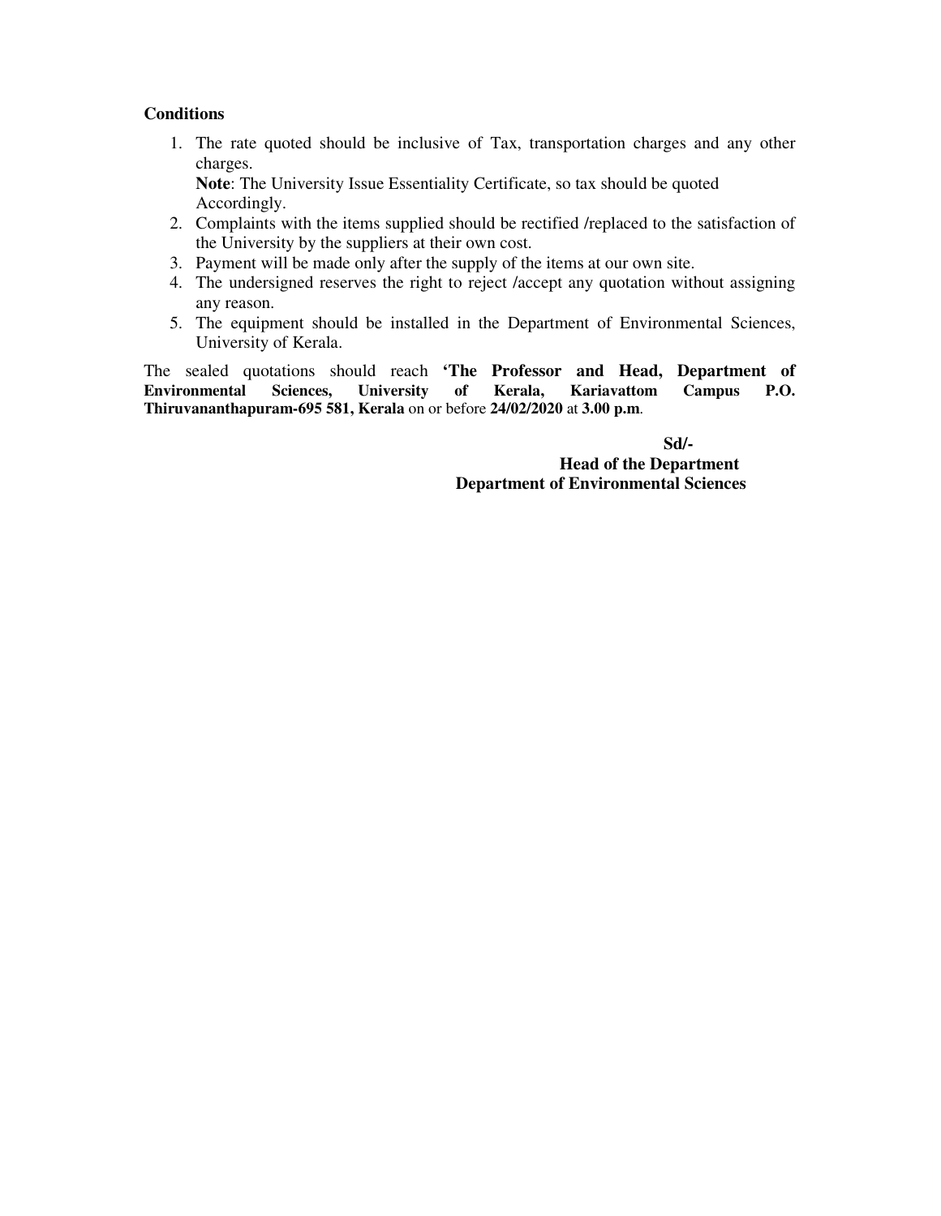**Conditions**

1. The rate quoted should be inclusive of Tax, transportation charges and any other charges.
   **Note**: The University Issue Essentiality Certificate, so tax should be quoted Accordingly.
2. Complaints with the items supplied should be rectified /replaced to the satisfaction of the University by the suppliers at their own cost.
3. Payment will be made only after the supply of the items at our own site.
4. The undersigned reserves the right to reject /accept any quotation without assigning any reason.
5. The equipment should be installed in the Department of Environmental Sciences, University of Kerala.

The sealed quotations should reach **'The Professor and Head, Department of Environmental Sciences, University of Kerala, Kariavattom Campus P.O. Thiruvananthapuram-695 581, Kerala** on or before **24/02/2020** at **3.00 p.m**.

**Sd/-**
**Head of the Department**
**Department of Environmental Sciences**